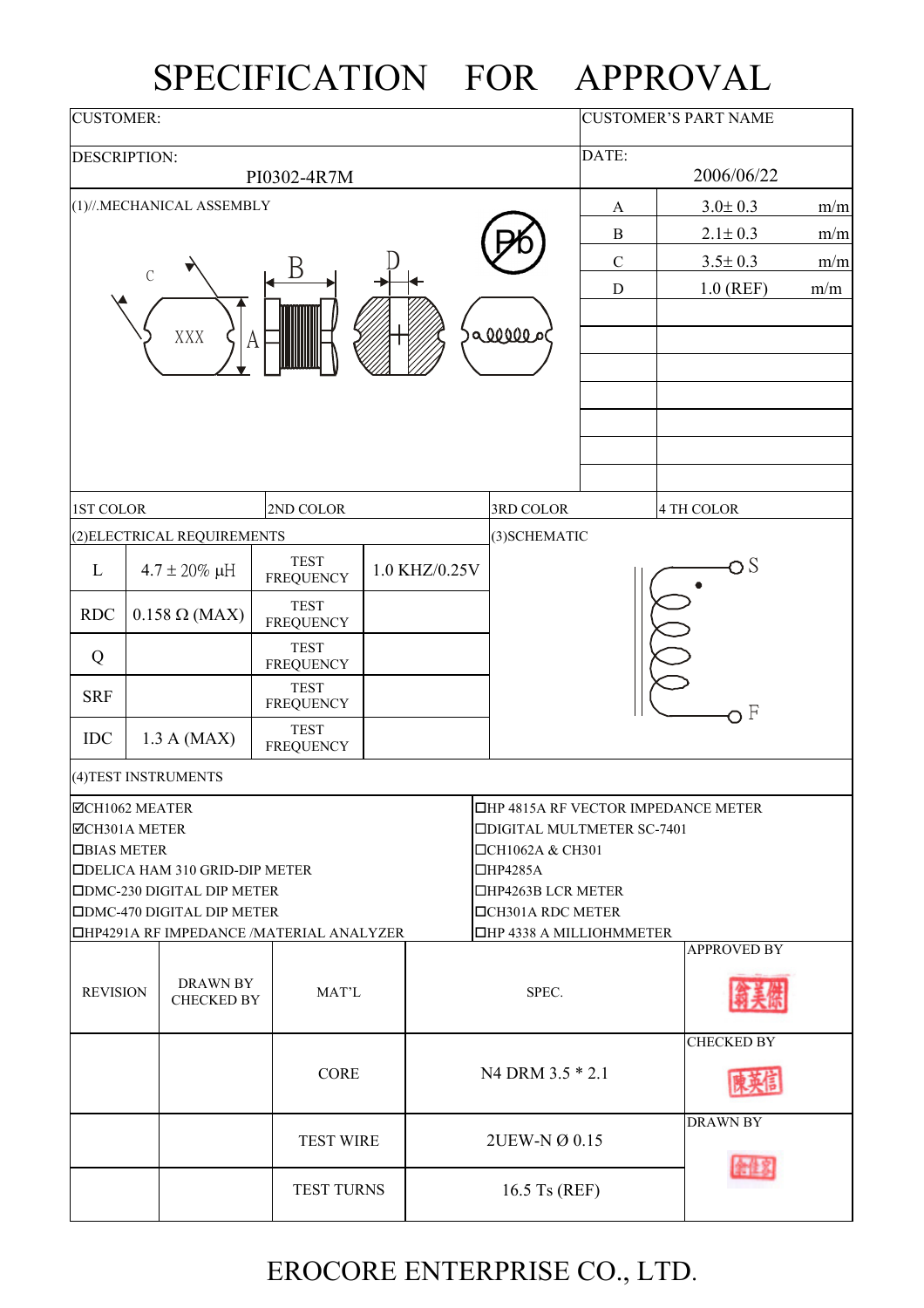# SPECIFICATION FOR APPROVAL

| CUSTOMER: | CUSTOMER'S PART NAME |
|---|---|
| DESCRIPTION: PI0302-4R7M | DATE: 2006/06/22 |

(1)//.MECHANICAL ASSEMBLY

| | | |
|---|---|---|
| A | 3.0± 0.3 | m/m |
| B | 2.1± 0.3 | m/m |
| C | 3.5± 0.3 | m/m |
| D | 1.0 (REF) | m/m |

| 1ST COLOR | 2ND COLOR | 3RD COLOR | 4 TH COLOR |
|---|---|---|---|

(2)ELECTRICAL REQUIREMENTS

| | | | |
|---|---|---|---|
| L | 4.7 ± 20% μH | TEST FREQUENCY | 1.0 KHZ/0.25V |
| RDC | 0.158 Ω (MAX) | TEST FREQUENCY | |
| Q | | TEST FREQUENCY | |
| SRF | | TEST FREQUENCY | |
| IDC | 1.3 A (MAX) | TEST FREQUENCY | |

(3)SCHEMATIC

S, F

(4)TEST INSTRUMENTS

- ☑CH1062 MEATER
- ☑CH301A METER
- ☐BIAS METER
- ☐DELICA HAM 310 GRID-DIP METER
- ☐DMC-230 DIGITAL DIP METER
- ☐DMC-470 DIGITAL DIP METER
- ☐HP4291A RF IMPEDANCE /MATERIAL ANALYZER
- ☐HP 4815A RF VECTOR IMPEDANCE METER
- ☐DIGITAL MULTMETER SC-7401
- ☐CH1062A & CH301
- ☐HP4285A
- ☐HP4263B LCR METER
- ☐CH301A RDC METER
- ☐HP 4338 A MILLIOHMMETER

| REVISION | DRAWN BY CHECKED BY | MAT'L | SPEC. | APPROVED BY 翁美傑 |
|---|---|---|---|---|
| | | CORE | N4 DRM 3.5 * 2.1 | CHECKED BY 陳英信 |
| | | TEST WIRE | 2UEW-N Ø 0.15 | DRAWN BY |
| | | TEST TURNS | 16.5 Ts (REF) | |

EROCORE ENTERPRISE CO., LTD.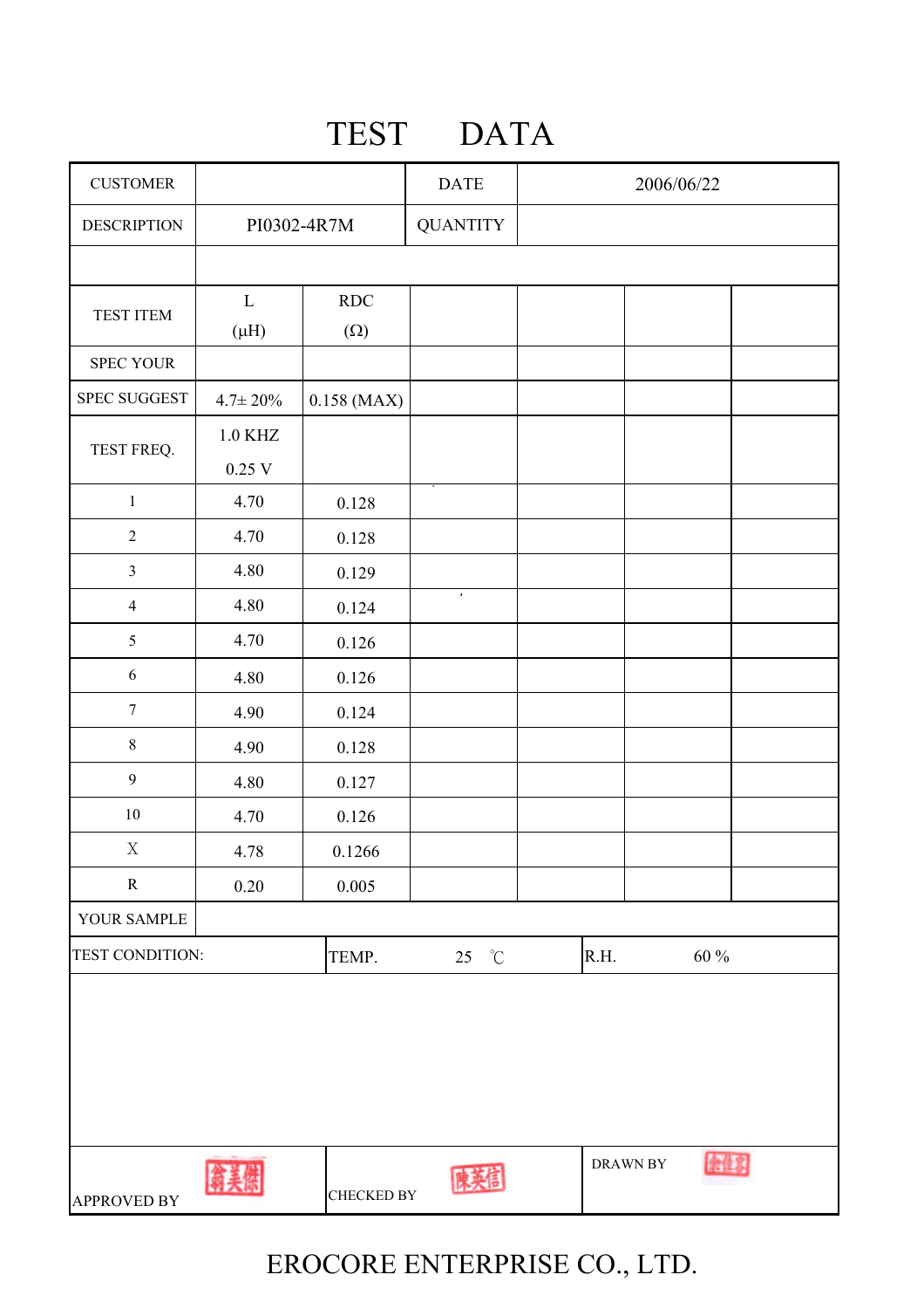# TEST DATA

| | | | | | | |
|---|---|---|---|---|---|---|
| CUSTOMER | | | DATE | 2006/06/22 | | |
| DESCRIPTION | PI0302-4R7M | | QUANTITY | | | |
| | | | | | | |
| TEST ITEM | L (μH) | RDC (Ω) | | | | |
| SPEC YOUR | | | | | | |
| SPEC SUGGEST | 4.7± 20% | 0.158 (MAX) | | | | |
| TEST FREQ. | 1.0 KHZ 0.25 V | | | | | |
| 1 | 4.70 | 0.128 | | | | |
| 2 | 4.70 | 0.128 | | | | |
| 3 | 4.80 | 0.129 | | | | |
| 4 | 4.80 | 0.124 | | | | |
| 5 | 4.70 | 0.126 | | | | |
| 6 | 4.80 | 0.126 | | | | |
| 7 | 4.90 | 0.124 | | | | |
| 8 | 4.90 | 0.128 | | | | |
| 9 | 4.80 | 0.127 | | | | |
| 10 | 4.70 | 0.126 | | | | |
| X | 4.78 | 0.1266 | | | | |
| R | 0.20 | 0.005 | | | | |
| YOUR SAMPLE | | | | | | |

| | | |
|---|---|---|
| TEST CONDITION: | TEMP. 25 ℃ | R.H. 60 % |
| APPROVED BY 翁美儒 | CHECKED BY 陳英信 | DRAWN BY 余佳容 |

EROCORE ENTERPRISE CO., LTD.